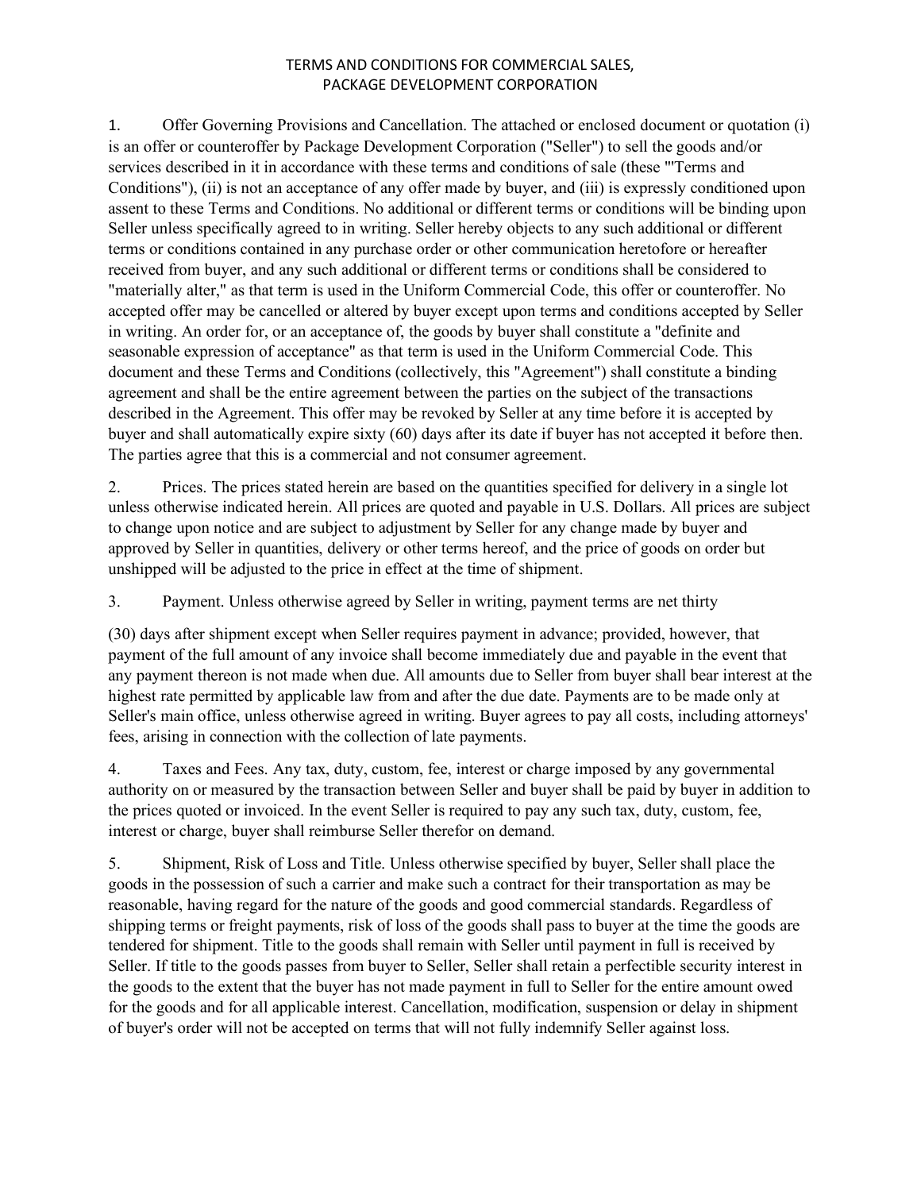# TERMS AND CONDITIONS FOR COMMERCIAL SALES, PACKAGE DEVELOPMENT CORPORATION

1. Offer Governing Provisions and Cancellation. The attached or enclosed document or quotation (i) is an offer or counteroffer by Package Development Corporation ("Seller") to sell the goods and/or services described in it in accordance with these terms and conditions of sale (these "'Terms and Conditions"), (ii) is not an acceptance of any offer made by buyer, and (iii) is expressly conditioned upon assent to these Terms and Conditions. No additional or different terms or conditions will be binding upon Seller unless specifically agreed to in writing. Seller hereby objects to any such additional or different terms or conditions contained in any purchase order or other communication heretofore or hereafter received from buyer, and any such additional or different terms or conditions shall be considered to "materially alter," as that term is used in the Uniform Commercial Code, this offer or counteroffer. No accepted offer may be cancelled or altered by buyer except upon terms and conditions accepted by Seller in writing. An order for, or an acceptance of, the goods by buyer shall constitute a "definite and seasonable expression of acceptance" as that term is used in the Uniform Commercial Code. This document and these Terms and Conditions (collectively, this "Agreement") shall constitute a binding agreement and shall be the entire agreement between the parties on the subject of the transactions described in the Agreement. This offer may be revoked by Seller at any time before it is accepted by buyer and shall automatically expire sixty (60) days after its date if buyer has not accepted it before then. The parties agree that this is a commercial and not consumer agreement.

2. Prices. The prices stated herein are based on the quantities specified for delivery in a single lot unless otherwise indicated herein. All prices are quoted and payable in U.S. Dollars. All prices are subject to change upon notice and are subject to adjustment by Seller for any change made by buyer and approved by Seller in quantities, delivery or other terms hereof, and the price of goods on order but unshipped will be adjusted to the price in effect at the time of shipment.

3. Payment. Unless otherwise agreed by Seller in writing, payment terms are net thirty (30) days after shipment except when Seller requires payment in advance; provided, however, that payment of the full amount of any invoice shall become immediately due and payable in the event that any payment thereon is not made when due. All amounts due to Seller from buyer shall bear interest at the highest rate permitted by applicable law from and after the due date. Payments are to be made only at Seller's main office, unless otherwise agreed in writing. Buyer agrees to pay all costs, including attorneys' fees, arising in connection with the collection of late payments.

4. Taxes and Fees. Any tax, duty, custom, fee, interest or charge imposed by any governmental authority on or measured by the transaction between Seller and buyer shall be paid by buyer in addition to the prices quoted or invoiced. In the event Seller is required to pay any such tax, duty, custom, fee, interest or charge, buyer shall reimburse Seller therefor on demand.

5. Shipment, Risk of Loss and Title. Unless otherwise specified by buyer, Seller shall place the goods in the possession of such a carrier and make such a contract for their transportation as may be reasonable, having regard for the nature of the goods and good commercial standards. Regardless of shipping terms or freight payments, risk of loss of the goods shall pass to buyer at the time the goods are tendered for shipment. Title to the goods shall remain with Seller until payment in full is received by Seller. If title to the goods passes from buyer to Seller, Seller shall retain a perfectible security interest in the goods to the extent that the buyer has not made payment in full to Seller for the entire amount owed for the goods and for all applicable interest. Cancellation, modification, suspension or delay in shipment of buyer's order will not be accepted on terms that will not fully indemnify Seller against loss.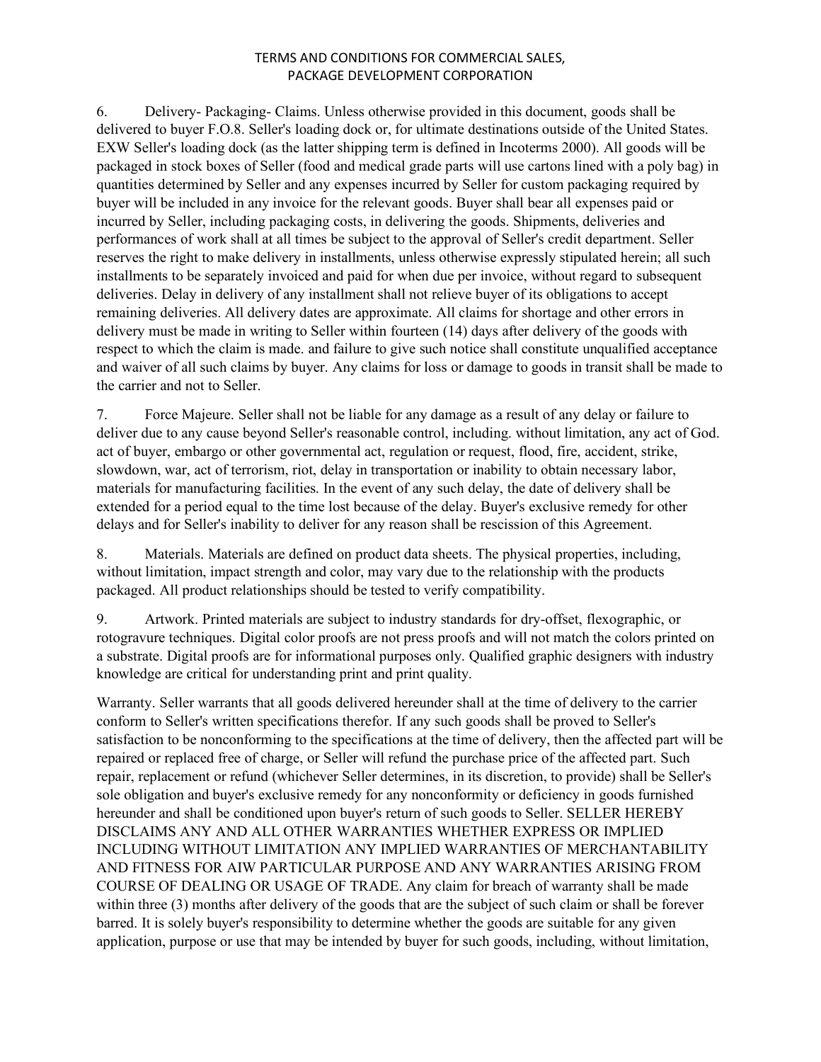TERMS AND CONDITIONS FOR COMMERCIAL SALES, PACKAGE DEVELOPMENT CORPORATION

6. Delivery- Packaging- Claims. Unless otherwise provided in this document, goods shall be delivered to buyer F.O.8. Seller's loading dock or, for ultimate destinations outside of the United States. EXW Seller's loading dock (as the latter shipping term is defined in Incoterms 2000). All goods will be packaged in stock boxes of Seller (food and medical grade parts will use cartons lined with a poly bag) in quantities determined by Seller and any expenses incurred by Seller for custom packaging required by buyer will be included in any invoice for the relevant goods. Buyer shall bear all expenses paid or incurred by Seller, including packaging costs, in delivering the goods. Shipments, deliveries and performances of work shall at all times be subject to the approval of Seller's credit department. Seller reserves the right to make delivery in installments, unless otherwise expressly stipulated herein; all such installments to be separately invoiced and paid for when due per invoice, without regard to subsequent deliveries. Delay in delivery of any installment shall not relieve buyer of its obligations to accept remaining deliveries. All delivery dates are approximate. All claims for shortage and other errors in delivery must be made in writing to Seller within fourteen (14) days after delivery of the goods with respect to which the claim is made. and failure to give such notice shall constitute unqualified acceptance and waiver of all such claims by buyer. Any claims for loss or damage to goods in transit shall be made to the carrier and not to Seller.

7. Force Majeure. Seller shall not be liable for any damage as a result of any delay or failure to deliver due to any cause beyond Seller's reasonable control, including. without limitation, any act of God. act of buyer, embargo or other governmental act, regulation or request, flood, fire, accident, strike, slowdown, war, act of terrorism, riot, delay in transportation or inability to obtain necessary labor, materials for manufacturing facilities. In the event of any such delay, the date of delivery shall be extended for a period equal to the time lost because of the delay. Buyer's exclusive remedy for other delays and for Seller's inability to deliver for any reason shall be rescission of this Agreement.

8. Materials. Materials are defined on product data sheets. The physical properties, including, without limitation, impact strength and color, may vary due to the relationship with the products packaged. All product relationships should be tested to verify compatibility.

9. Artwork. Printed materials are subject to industry standards for dry-offset, flexographic, or rotogravure techniques. Digital color proofs are not press proofs and will not match the colors printed on a substrate. Digital proofs are for informational purposes only. Qualified graphic designers with industry knowledge are critical for understanding print and print quality.

Warranty. Seller warrants that all goods delivered hereunder shall at the time of delivery to the carrier conform to Seller's written specifications therefor. If any such goods shall be proved to Seller's satisfaction to be nonconforming to the specifications at the time of delivery, then the affected part will be repaired or replaced free of charge, or Seller will refund the purchase price of the affected part. Such repair, replacement or refund (whichever Seller determines, in its discretion, to provide) shall be Seller's sole obligation and buyer's exclusive remedy for any nonconformity or deficiency in goods furnished hereunder and shall be conditioned upon buyer's return of such goods to Seller. SELLER HEREBY DISCLAIMS ANY AND ALL OTHER WARRANTIES WHETHER EXPRESS OR IMPLIED INCLUDING WITHOUT LIMITATION ANY IMPLIED WARRANTIES OF MERCHANTABILITY AND FITNESS FOR AIW PARTICULAR PURPOSE AND ANY WARRANTIES ARISING FROM COURSE OF DEALING OR USAGE OF TRADE. Any claim for breach of warranty shall be made within three (3) months after delivery of the goods that are the subject of such claim or shall be forever barred. It is solely buyer's responsibility to determine whether the goods are suitable for any given application, purpose or use that may be intended by buyer for such goods, including, without limitation,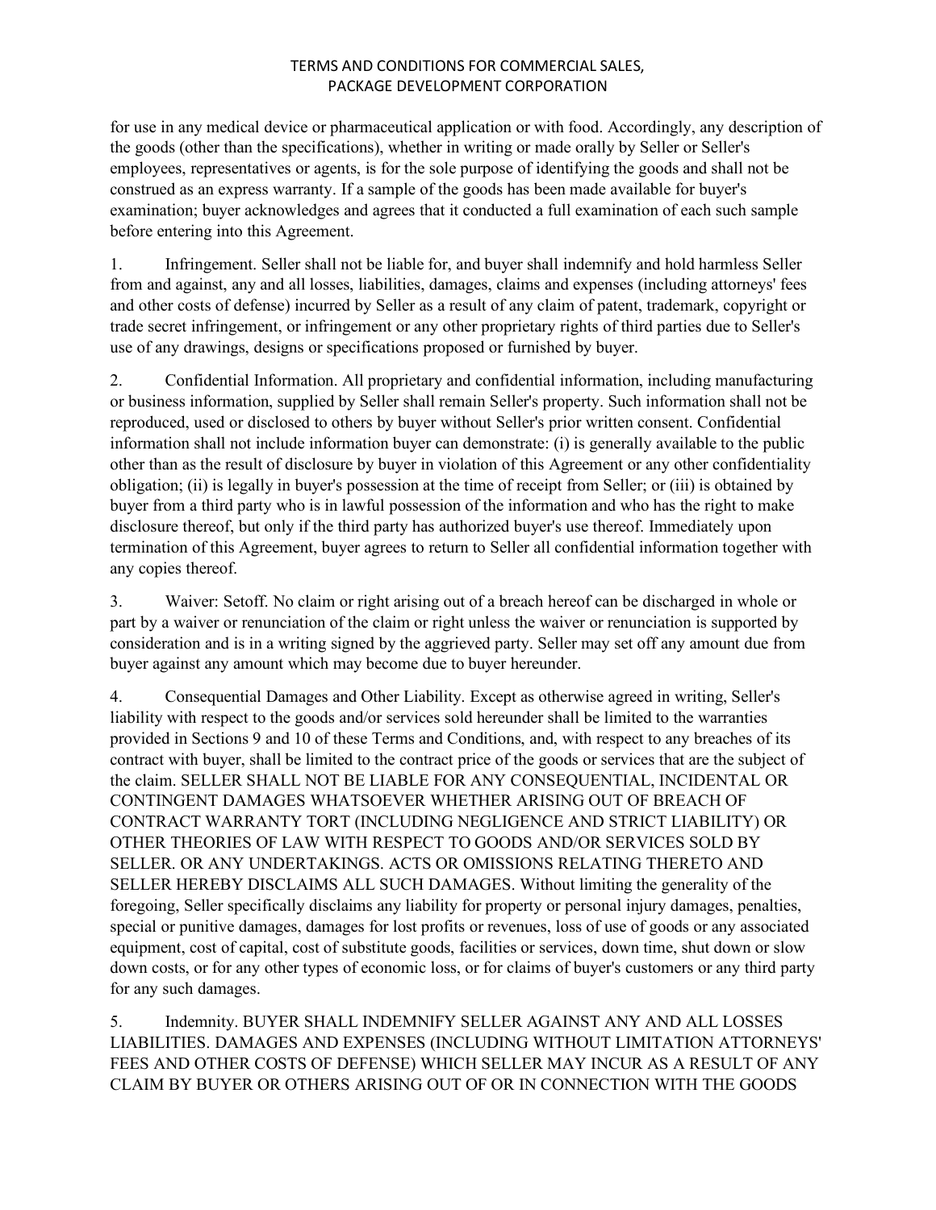for use in any medical device or pharmaceutical application or with food. Accordingly, any description of the goods (other than the specifications), whether in writing or made orally by Seller or Seller's employees, representatives or agents, is for the sole purpose of identifying the goods and shall not be construed as an express warranty. If a sample of the goods has been made available for buyer's examination; buyer acknowledges and agrees that it conducted a full examination of each such sample before entering into this Agreement.

1. Infringement. Seller shall not be liable for, and buyer shall indemnify and hold harmless Seller from and against, any and all losses, liabilities, damages, claims and expenses (including attorneys' fees and other costs of defense) incurred by Seller as a result of any claim of patent, trademark, copyright or trade secret infringement, or infringement or any other proprietary rights of third parties due to Seller's use of any drawings, designs or specifications proposed or furnished by buyer.

2. Confidential Information. All proprietary and confidential information, including manufacturing or business information, supplied by Seller shall remain Seller's property. Such information shall not be reproduced, used or disclosed to others by buyer without Seller's prior written consent. Confidential information shall not include information buyer can demonstrate: (i) is generally available to the public other than as the result of disclosure by buyer in violation of this Agreement or any other confidentiality obligation; (ii) is legally in buyer's possession at the time of receipt from Seller; or (iii) is obtained by buyer from a third party who is in lawful possession of the information and who has the right to make disclosure thereof, but only if the third party has authorized buyer's use thereof. Immediately upon termination of this Agreement, buyer agrees to return to Seller all confidential information together with any copies thereof.

3. Waiver: Setoff. No claim or right arising out of a breach hereof can be discharged in whole or part by a waiver or renunciation of the claim or right unless the waiver or renunciation is supported by consideration and is in a writing signed by the aggrieved party. Seller may set off any amount due from buyer against any amount which may become due to buyer hereunder.

4. Consequential Damages and Other Liability. Except as otherwise agreed in writing, Seller's liability with respect to the goods and/or services sold hereunder shall be limited to the warranties provided in Sections 9 and 10 of these Terms and Conditions, and, with respect to any breaches of its contract with buyer, shall be limited to the contract price of the goods or services that are the subject of the claim. SELLER SHALL NOT BE LIABLE FOR ANY CONSEQUENTIAL, INCIDENTAL OR CONTINGENT DAMAGES WHATSOEVER WHETHER ARISING OUT OF BREACH OF CONTRACT WARRANTY TORT (INCLUDING NEGLIGENCE AND STRICT LIABILITY) OR OTHER THEORIES OF LAW WITH RESPECT TO GOODS AND/OR SERVICES SOLD BY SELLER. OR ANY UNDERTAKINGS. ACTS OR OMISSIONS RELATING THERETO AND SELLER HEREBY DISCLAIMS ALL SUCH DAMAGES. Without limiting the generality of the foregoing, Seller specifically disclaims any liability for property or personal injury damages, penalties, special or punitive damages, damages for lost profits or revenues, loss of use of goods or any associated equipment, cost of capital, cost of substitute goods, facilities or services, down time, shut down or slow down costs, or for any other types of economic loss, or for claims of buyer's customers or any third party for any such damages.

5. Indemnity. BUYER SHALL INDEMNIFY SELLER AGAINST ANY AND ALL LOSSES LIABILITIES. DAMAGES AND EXPENSES (INCLUDING WITHOUT LIMITATION ATTORNEYS' FEES AND OTHER COSTS OF DEFENSE) WHICH SELLER MAY INCUR AS A RESULT OF ANY CLAIM BY BUYER OR OTHERS ARISING OUT OF OR IN CONNECTION WITH THE GOODS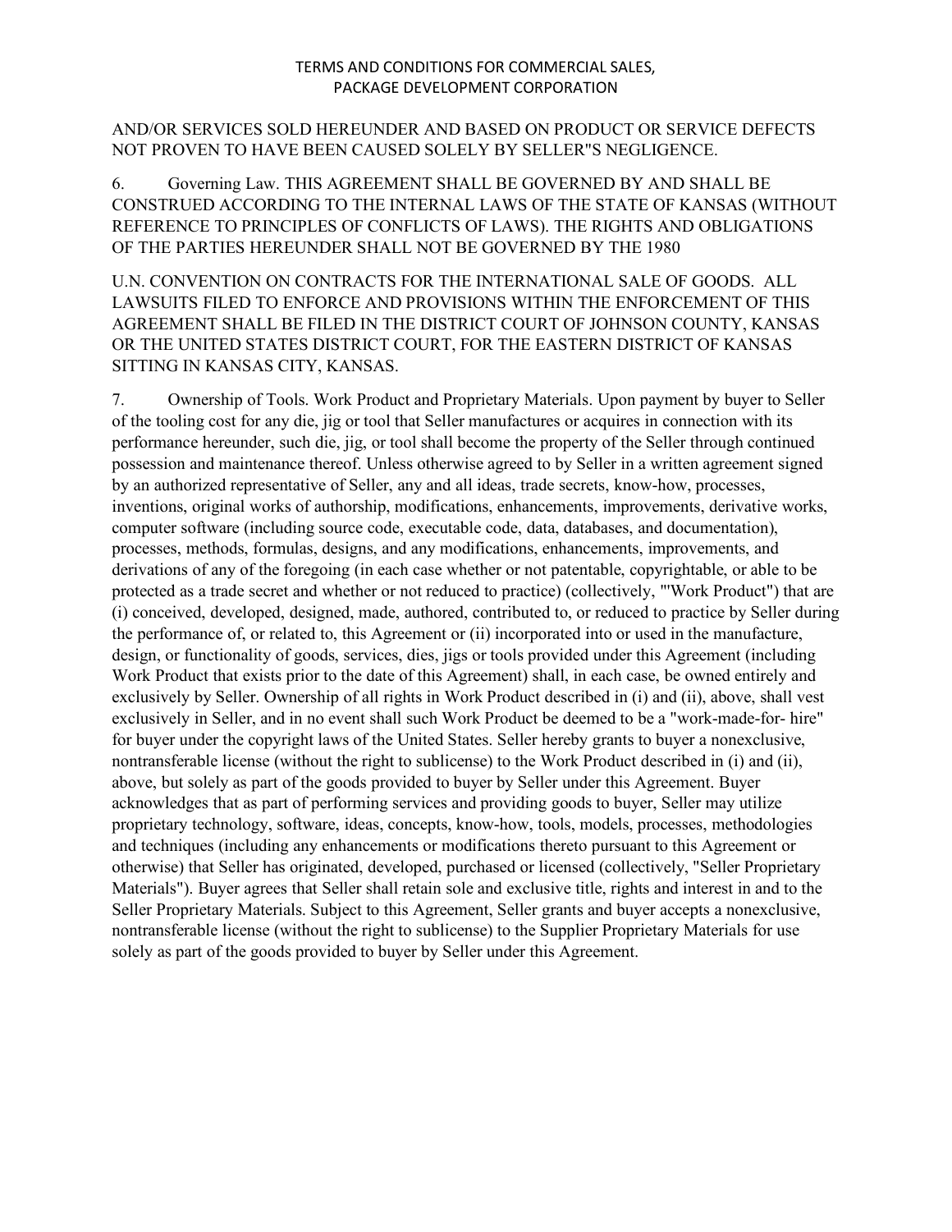AND/OR SERVICES SOLD HEREUNDER AND BASED ON PRODUCT OR SERVICE DEFECTS NOT PROVEN TO HAVE BEEN CAUSED SOLELY BY SELLER"S NEGLIGENCE.

6. Governing Law. THIS AGREEMENT SHALL BE GOVERNED BY AND SHALL BE CONSTRUED ACCORDING TO THE INTERNAL LAWS OF THE STATE OF KANSAS (WITHOUT REFERENCE TO PRINCIPLES OF CONFLICTS OF LAWS). THE RIGHTS AND OBLIGATIONS OF THE PARTIES HEREUNDER SHALL NOT BE GOVERNED BY THE 1980

U.N. CONVENTION ON CONTRACTS FOR THE INTERNATIONAL SALE OF GOODS. ALL LAWSUITS FILED TO ENFORCE AND PROVISIONS WITHIN THE ENFORCEMENT OF THIS AGREEMENT SHALL BE FILED IN THE DISTRICT COURT OF JOHNSON COUNTY, KANSAS OR THE UNITED STATES DISTRICT COURT, FOR THE EASTERN DISTRICT OF KANSAS SITTING IN KANSAS CITY, KANSAS.

7. Ownership of Tools. Work Product and Proprietary Materials. Upon payment by buyer to Seller of the tooling cost for any die, jig or tool that Seller manufactures or acquires in connection with its performance hereunder, such die, jig, or tool shall become the property of the Seller through continued possession and maintenance thereof. Unless otherwise agreed to by Seller in a written agreement signed by an authorized representative of Seller, any and all ideas, trade secrets, know-how, processes, inventions, original works of authorship, modifications, enhancements, improvements, derivative works, computer software (including source code, executable code, data, databases, and documentation), processes, methods, formulas, designs, and any modifications, enhancements, improvements, and derivations of any of the foregoing (in each case whether or not patentable, copyrightable, or able to be protected as a trade secret and whether or not reduced to practice) (collectively, "'Work Product") that are (i) conceived, developed, designed, made, authored, contributed to, or reduced to practice by Seller during the performance of, or related to, this Agreement or (ii) incorporated into or used in the manufacture, design, or functionality of goods, services, dies, jigs or tools provided under this Agreement (including Work Product that exists prior to the date of this Agreement) shall, in each case, be owned entirely and exclusively by Seller. Ownership of all rights in Work Product described in (i) and (ii), above, shall vest exclusively in Seller, and in no event shall such Work Product be deemed to be a "work-made-for- hire" for buyer under the copyright laws of the United States. Seller hereby grants to buyer a nonexclusive, nontransferable license (without the right to sublicense) to the Work Product described in (i) and (ii), above, but solely as part of the goods provided to buyer by Seller under this Agreement. Buyer acknowledges that as part of performing services and providing goods to buyer, Seller may utilize proprietary technology, software, ideas, concepts, know-how, tools, models, processes, methodologies and techniques (including any enhancements or modifications thereto pursuant to this Agreement or otherwise) that Seller has originated, developed, purchased or licensed (collectively, "Seller Proprietary Materials"). Buyer agrees that Seller shall retain sole and exclusive title, rights and interest in and to the Seller Proprietary Materials. Subject to this Agreement, Seller grants and buyer accepts a nonexclusive, nontransferable license (without the right to sublicense) to the Supplier Proprietary Materials for use solely as part of the goods provided to buyer by Seller under this Agreement.